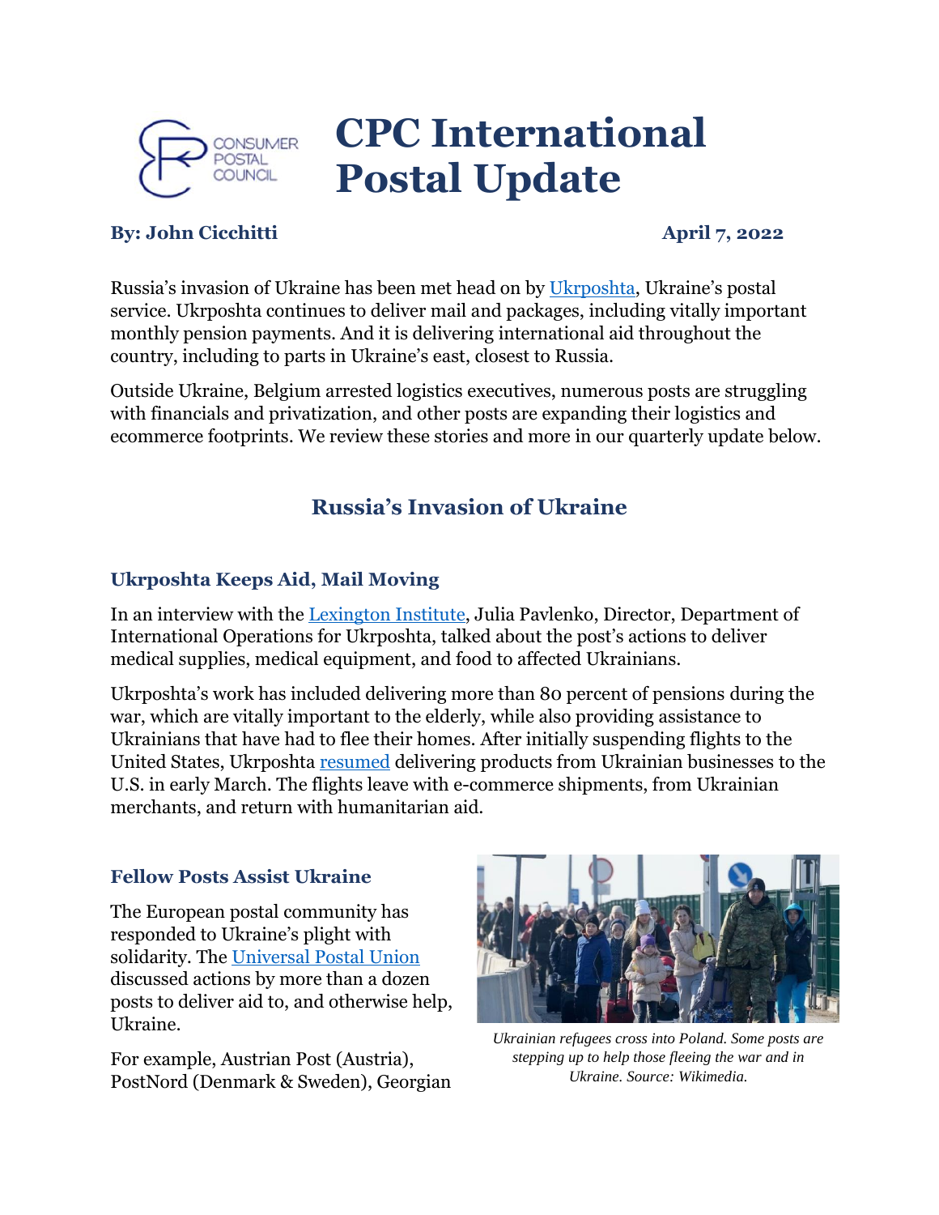# CPC International Postal Update

**By: John Cicchitti** **April 7, 2022**

Russia's invasion of Ukraine has been met head on by Ukrposhta, Ukraine's postal service. Ukrposhta continues to deliver mail and packages, including vitally important monthly pension payments. And it is delivering international aid throughout the country, including to parts in Ukraine's east, closest to Russia.

Outside Ukraine, Belgium arrested logistics executives, numerous posts are struggling with financials and privatization, and other posts are expanding their logistics and ecommerce footprints. We review these stories and more in our quarterly update below.

## Russia's Invasion of Ukraine

### Ukrposhta Keeps Aid, Mail Moving

In an interview with the Lexington Institute, Julia Pavlenko, Director, Department of International Operations for Ukrposhta, talked about the post's actions to deliver medical supplies, medical equipment, and food to affected Ukrainians.

Ukrposhta's work has included delivering more than 80 percent of pensions during the war, which are vitally important to the elderly, while also providing assistance to Ukrainians that have had to flee their homes. After initially suspending flights to the United States, Ukrposhta resumed delivering products from Ukrainian businesses to the U.S. in early March. The flights leave with e-commerce shipments, from Ukrainian merchants, and return with humanitarian aid.

### Fellow Posts Assist Ukraine

The European postal community has responded to Ukraine's plight with solidarity. The Universal Postal Union discussed actions by more than a dozen posts to deliver aid to, and otherwise help, Ukraine.

*Ukrainian refugees cross into Poland. Some posts are stepping up to help those fleeing the war and in Ukraine. Source: Wikimedia.*

For example, Austrian Post (Austria), PostNord (Denmark & Sweden), Georgian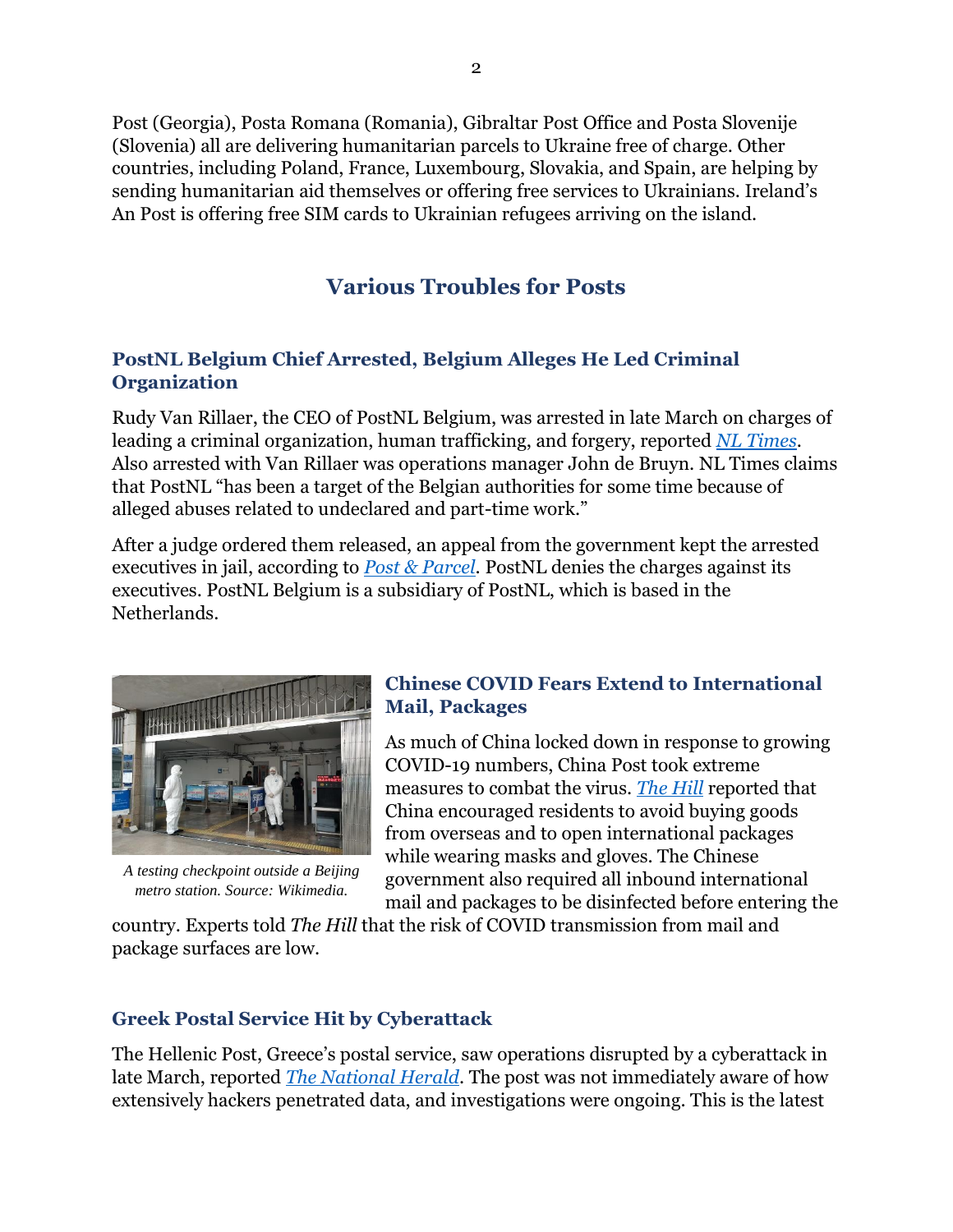Post (Georgia), Posta Romana (Romania), Gibraltar Post Office and Posta Slovenije (Slovenia) all are delivering humanitarian parcels to Ukraine free of charge. Other countries, including Poland, France, Luxembourg, Slovakia, and Spain, are helping by sending humanitarian aid themselves or offering free services to Ukrainians. Ireland's An Post is offering free SIM cards to Ukrainian refugees arriving on the island.

## Various Troubles for Posts

### PostNL Belgium Chief Arrested, Belgium Alleges He Led Criminal Organization

Rudy Van Rillaer, the CEO of PostNL Belgium, was arrested in late March on charges of leading a criminal organization, human trafficking, and forgery, reported *NL Times*. Also arrested with Van Rillaer was operations manager John de Bruyn. NL Times claims that PostNL "has been a target of the Belgian authorities for some time because of alleged abuses related to undeclared and part-time work."

After a judge ordered them released, an appeal from the government kept the arrested executives in jail, according to *Post & Parcel*. PostNL denies the charges against its executives. PostNL Belgium is a subsidiary of PostNL, which is based in the Netherlands.

### Chinese COVID Fears Extend to International Mail, Packages

*A testing checkpoint outside a Beijing metro station. Source: Wikimedia.*

As much of China locked down in response to growing COVID-19 numbers, China Post took extreme measures to combat the virus. *The Hill* reported that China encouraged residents to avoid buying goods from overseas and to open international packages while wearing masks and gloves. The Chinese government also required all inbound international mail and packages to be disinfected before entering the country. Experts told *The Hill* that the risk of COVID transmission from mail and package surfaces are low.

### Greek Postal Service Hit by Cyberattack

The Hellenic Post, Greece's postal service, saw operations disrupted by a cyberattack in late March, reported *The National Herald*. The post was not immediately aware of how extensively hackers penetrated data, and investigations were ongoing. This is the latest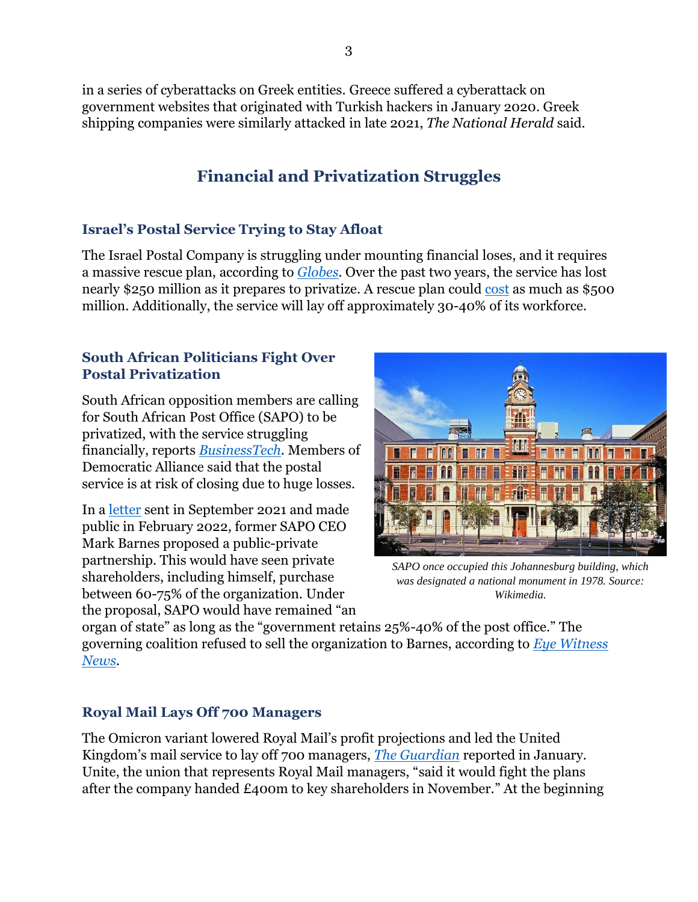in a series of cyberattacks on Greek entities. Greece suffered a cyberattack on government websites that originated with Turkish hackers in January 2020. Greek shipping companies were similarly attacked in late 2021, *The National Herald* said.

## Financial and Privatization Struggles

### Israel's Postal Service Trying to Stay Afloat

The Israel Postal Company is struggling under mounting financial loses, and it requires a massive rescue plan, according to *Globes*. Over the past two years, the service has lost nearly $250 million as it prepares to privatize. A rescue plan could cost as much as $500 million. Additionally, the service will lay off approximately 30-40% of its workforce.

### South African Politicians Fight Over Postal Privatization

South African opposition members are calling for South African Post Office (SAPO) to be privatized, with the service struggling financially, reports *BusinessTech*. Members of Democratic Alliance said that the postal service is at risk of closing due to huge losses.

In a letter sent in September 2021 and made public in February 2022, former SAPO CEO Mark Barnes proposed a public-private partnership. This would have seen private shareholders, including himself, purchase between 60-75% of the organization. Under the proposal, SAPO would have remained "an organ of state" as long as the "government retains 25%-40% of the post office." The governing coalition refused to sell the organization to Barnes, according to *Eye Witness News*.

*SAPO once occupied this Johannesburg building, which was designated a national monument in 1978. Source: Wikimedia.*

### Royal Mail Lays Off 700 Managers

The Omicron variant lowered Royal Mail's profit projections and led the United Kingdom's mail service to lay off 700 managers, *The Guardian* reported in January. Unite, the union that represents Royal Mail managers, "said it would fight the plans after the company handed £400m to key shareholders in November." At the beginning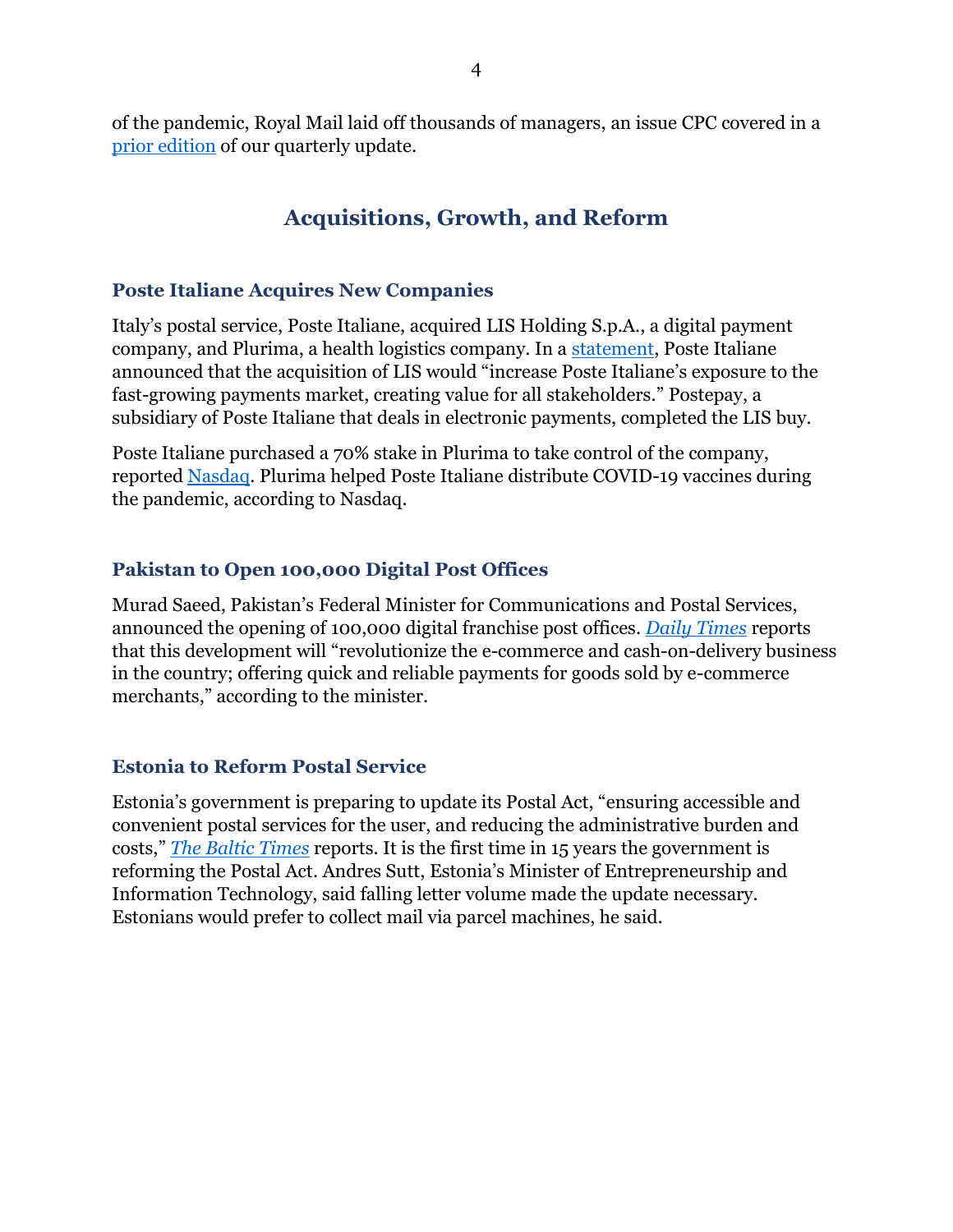of the pandemic, Royal Mail laid off thousands of managers, an issue CPC covered in a prior edition of our quarterly update.

## Acquisitions, Growth, and Reform

### Poste Italiane Acquires New Companies

Italy's postal service, Poste Italiane, acquired LIS Holding S.p.A., a digital payment company, and Plurima, a health logistics company. In a statement, Poste Italiane announced that the acquisition of LIS would "increase Poste Italiane's exposure to the fast-growing payments market, creating value for all stakeholders." Postepay, a subsidiary of Poste Italiane that deals in electronic payments, completed the LIS buy.

Poste Italiane purchased a 70% stake in Plurima to take control of the company, reported Nasdaq. Plurima helped Poste Italiane distribute COVID-19 vaccines during the pandemic, according to Nasdaq.

### Pakistan to Open 100,000 Digital Post Offices

Murad Saeed, Pakistan's Federal Minister for Communications and Postal Services, announced the opening of 100,000 digital franchise post offices. *Daily Times* reports that this development will "revolutionize the e-commerce and cash-on-delivery business in the country; offering quick and reliable payments for goods sold by e-commerce merchants," according to the minister.

### Estonia to Reform Postal Service

Estonia's government is preparing to update its Postal Act, "ensuring accessible and convenient postal services for the user, and reducing the administrative burden and costs," *The Baltic Times* reports. It is the first time in 15 years the government is reforming the Postal Act. Andres Sutt, Estonia's Minister of Entrepreneurship and Information Technology, said falling letter volume made the update necessary. Estonians would prefer to collect mail via parcel machines, he said.